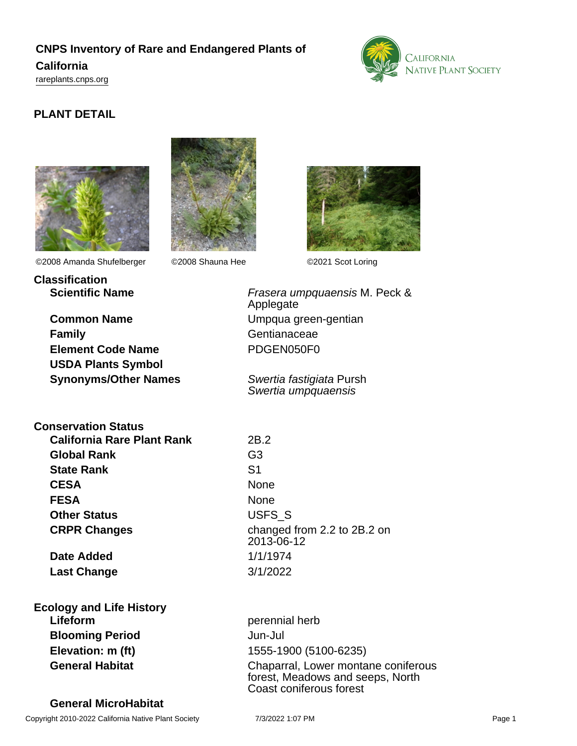# CNPS Inventory of Rare and Endangered Plants of California

rareplants.cnps.org

## PLANT DETAIL

©2008 Amanda Shufelberger ©2008 Shauna Hee ©2021 Scot Loring

### Classification

| | |
|---|---|
| **Scientific Name** | *Frasera umpquaensis* M. Peck & Applegate |
| **Common Name** | Umpqua green-gentian |
| **Family** | Gentianaceae |
| **Element Code Name** | PDGEN050F0 |
| **USDA Plants Symbol** | |
| **Synonyms/Other Names** | *Swertia fastigiata* Pursh<br>*Swertia umpquaensis* |

### Conservation Status

| | |
|---|---|
| **California Rare Plant Rank** | 2B.2 |
| **Global Rank** | G3 |
| **State Rank** | S1 |
| **CESA** | None |
| **FESA** | None |
| **Other Status** | USFS_S |
| **CRPR Changes** | changed from 2.2 to 2B.2 on 2013-06-12 |
| **Date Added** | 1/1/1974 |
| **Last Change** | 3/1/2022 |

### Ecology and Life History

| | |
|---|---|
| **Lifeform** | perennial herb |
| **Blooming Period** | Jun-Jul |
| **Elevation: m (ft)** | 1555-1900 (5100-6235) |
| **General Habitat** | Chaparral, Lower montane coniferous forest, Meadows and seeps, North Coast coniferous forest |
| **General MicroHabitat** | |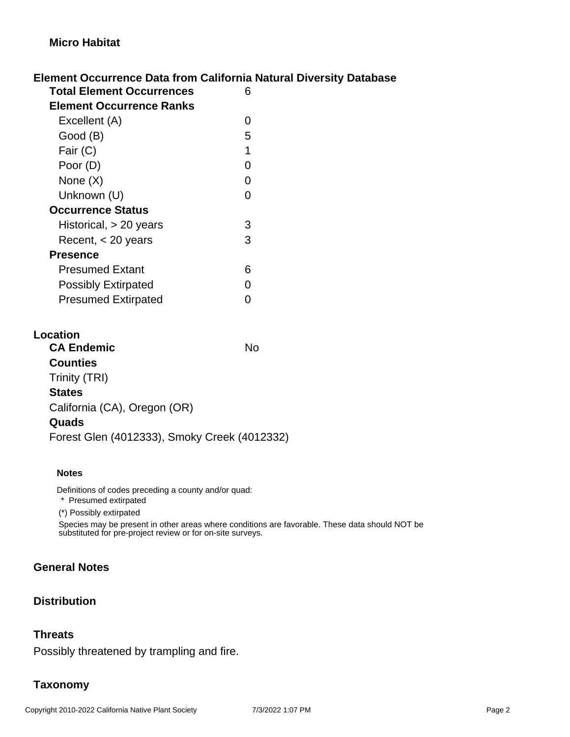### Micro Habitat

## Element Occurrence Data from California Natural Diversity Database

| | |
|---|---|
| **Total Element Occurrences** | 6 |
| **Element Occurrence Ranks** | |
| Excellent (A) | 0 |
| Good (B) | 5 |
| Fair (C) | 1 |
| Poor (D) | 0 |
| None (X) | 0 |
| Unknown (U) | 0 |
| **Occurrence Status** | |
| Historical, > 20 years | 3 |
| Recent, < 20 years | 3 |
| **Presence** | |
| Presumed Extant | 6 |
| Possibly Extirpated | 0 |
| Presumed Extirpated | 0 |

## Location

**CA Endemic** No

**Counties**

Trinity (TRI)

**States**

California (CA), Oregon (OR)

**Quads**

Forest Glen (4012333), Smoky Creek (4012332)

#### Notes

Definitions of codes preceding a county and/or quad:

* Presumed extirpated

(*) Possibly extirpated

Species may be present in other areas where conditions are favorable. These data should NOT be substituted for pre-project review or for on-site surveys.

## General Notes

## Distribution

## Threats

Possibly threatened by trampling and fire.

## Taxonomy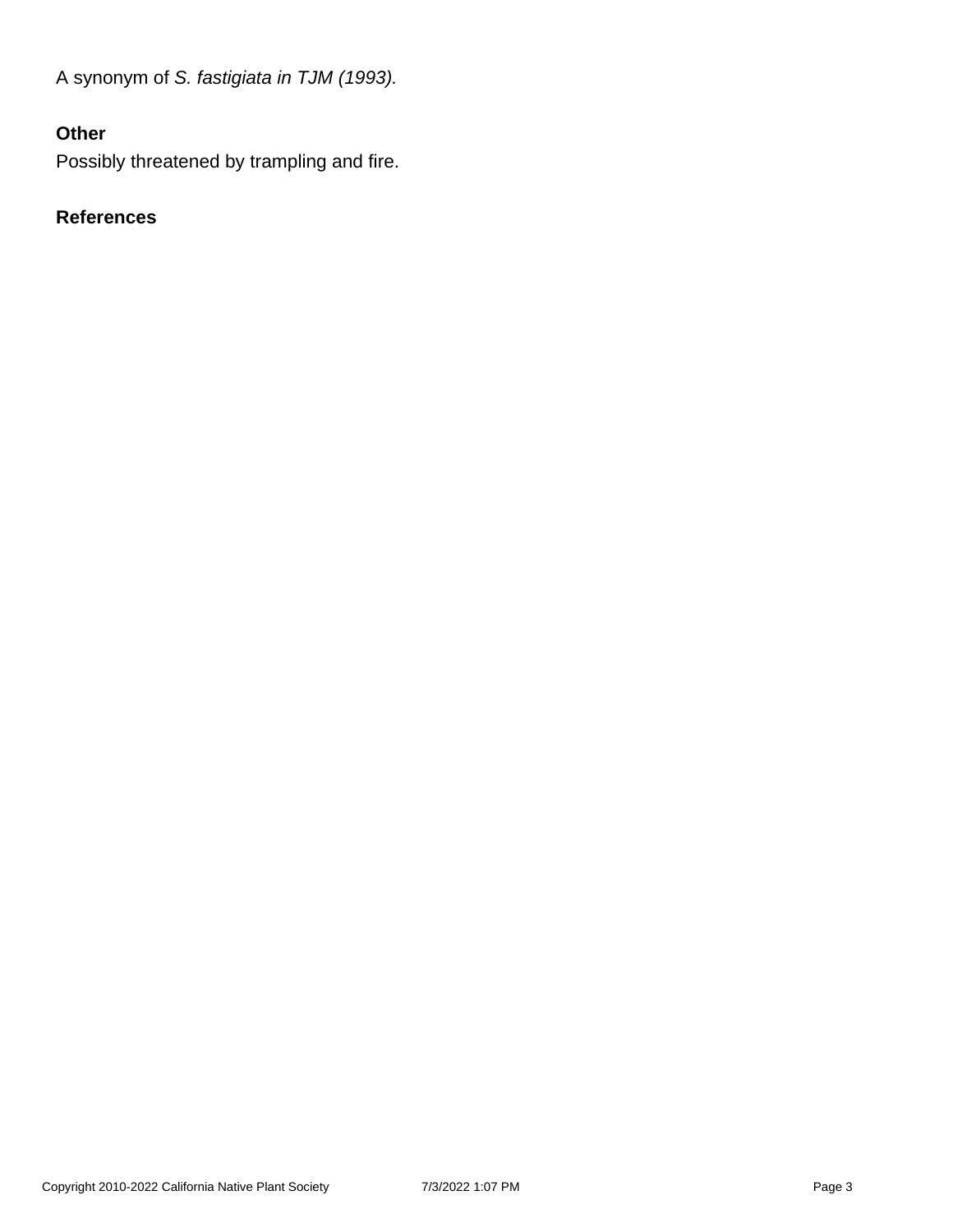A synonym of *S. fastigiata in TJM (1993).*

### Other

Possibly threatened by trampling and fire.

### References